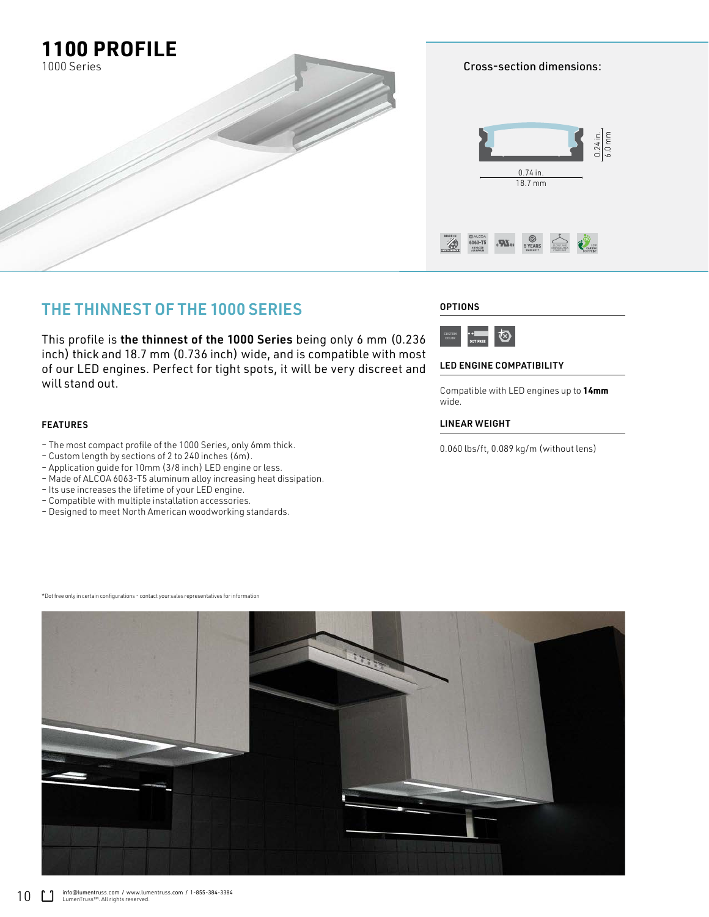# 1100 PROFILE

1000 Series

Cross-section dimensions:

0.24 in.
6.0 mm

0.74 in.
18.7 mm

## THE THINNEST OF THE 1000 SERIES

This profile is **the thinnest of the 1000 Series** being only 6 mm (0.236 inch) thick and 18.7 mm (0.736 inch) wide, and is compatible with most of our LED engines. Perfect for tight spots, it will be very discreet and will stand out.

### FEATURES

- The most compact profile of the 1000 Series, only 6mm thick.
- Custom length by sections of 2 to 240 inches (6m).
- Application guide for 10mm (3/8 inch) LED engine or less.
- Made of ALCOA 6063-T5 aluminum alloy increasing heat dissipation.
- Its use increases the lifetime of your LED engine.
- Compatible with multiple installation accessories.
- Designed to meet North American woodworking standards.

### OPTIONS

CUSTOM COLOR · DOT FREE

### LED ENGINE COMPATIBILITY

Compatible with LED engines up to **14mm** wide.

### LINEAR WEIGHT

0.060 lbs/ft, 0.089 kg/m (without lens)

*Dot free only in certain configurations - contact your sales representatives for information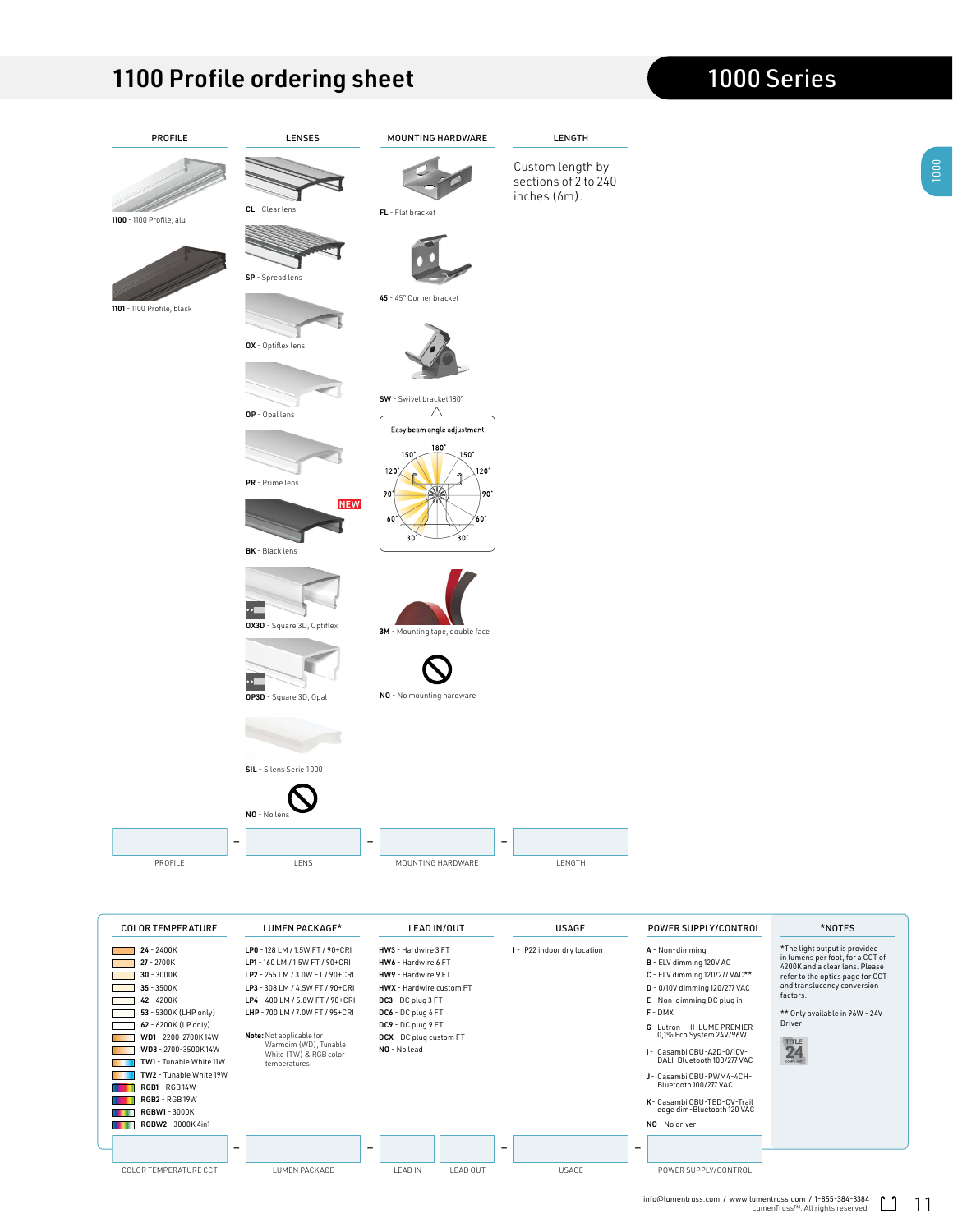# 1100 Profile ordering sheet

## 1000 Series

### PROFILE

- **1100** - 1100 Profile, alu
- **1101** - 1100 Profile, black

### LENSES

- **CL** - Clear lens
- **SP** - Spread lens
- **OX** - Optiflex lens
- **OP** - Opal lens
- **PR** - Prime lens
- **BK** - Black lens (NEW)
- **OX3D** - Square 3D, Optiflex
- **OP3D** - Square 3D, Opal
- **SIL** - Silens Serie 1000
- **NO** - No lens

### MOUNTING HARDWARE

- **FL** - Flat bracket
- **45** - 45° Corner bracket
- **SW** - Swivel bracket 180°

Easy beam angle adjustment: 180°, 150°, 120°, 90°, 60°, 30°

- **3M** - Mounting tape, double face
- **NO** - No mounting hardware

### LENGTH

Custom length by sections of 2 to 240 inches (6m).

| PROFILE | – | LENS | – | MOUNTING HARDWARE | – | LENGTH |
|---|---|---|---|---|---|---|

### COLOR TEMPERATURE

- **24** - 2400K
- **27** - 2700K
- **30** - 3000K
- **35** - 3500K
- **42** - 4200K
- **53** - 5300K (LHP only)
- **62** - 6200K (LP only)
- **WD1** - 2200-2700K 14W
- **WD3** - 2700-3500K 14W
- **TW1** - Tunable White 11W
- **TW2** - Tunable White 19W
- **RGB1** - RGB 14W
- **RGB2** - RGB 19W
- **RGBW1** - 3000K
- **RGBW2** - 3000K 4in1

### LUMEN PACKAGE*

- **LP0** - 128 LM / 1.5W FT / 90+CRI
- **LP1** - 160 LM / 1.5W FT / 90+CRI
- **LP2** - 255 LM / 3.0W FT / 90+CRI
- **LP3** - 308 LM / 4.5W FT / 90+CRI
- **LP4** - 400 LM / 5.8W FT / 90+CRI
- **LHP** - 700 LM / 7.0W FT / 95+CRI

**Note:** Not applicable for Warmdim (WD), Tunable White (TW) & RGB color temperatures

### LEAD IN/OUT

- **HW3** - Hardwire 3 FT
- **HW6** - Hardwire 6 FT
- **HW9** - Hardwire 9 FT
- **HWX** - Hardwire custom FT
- **DC3** - DC plug 3 FT
- **DC6** - DC plug 6 FT
- **DC9** - DC plug 9 FT
- **DCX** - DC plug custom FT
- **NO** - No lead

### USAGE

- **I** - IP22 indoor dry location

### POWER SUPPLY/CONTROL

- **A** - Non-dimming
- **B** - ELV dimming 120V AC
- **C** - ELV dimming 120/277 VAC**
- **D** - 0/10V dimming 120/277 VAC
- **E** - Non-dimming DC plug in
- **F** - DMX
- **G** - Lutron - HI-LUME PREMIER 0,1% Eco System 24V/96W
- **I** - Casambi CBU-A2D-0/10V-DALI-Bluetooth 100/277 VAC
- **J** - Casambi CBU-PWM4-4CH-Bluetooth 100/277 VAC
- **K** - Casambi CBU-TED-CV-Trail edge dim-Bluetooth 120 VAC
- **NO** - No driver

### *NOTES

*The light output is provided in lumens per foot, for a CCT of 4200K and a clear lens. Please refer to the optics page for CCT and translucency conversion factors.

** Only available in 96W - 24V Driver

TITLE 24 COMPLIANT

| COLOR TEMPERATURE CCT | – | LUMEN PACKAGE | – | LEAD IN | LEAD OUT | – | USAGE | – | POWER SUPPLY/CONTROL |
|---|---|---|---|---|---|---|---|---|---|

info@lumentruss.com / www.lumentruss.com / 1-855-384-3384
LumenTruss™. All rights reserved.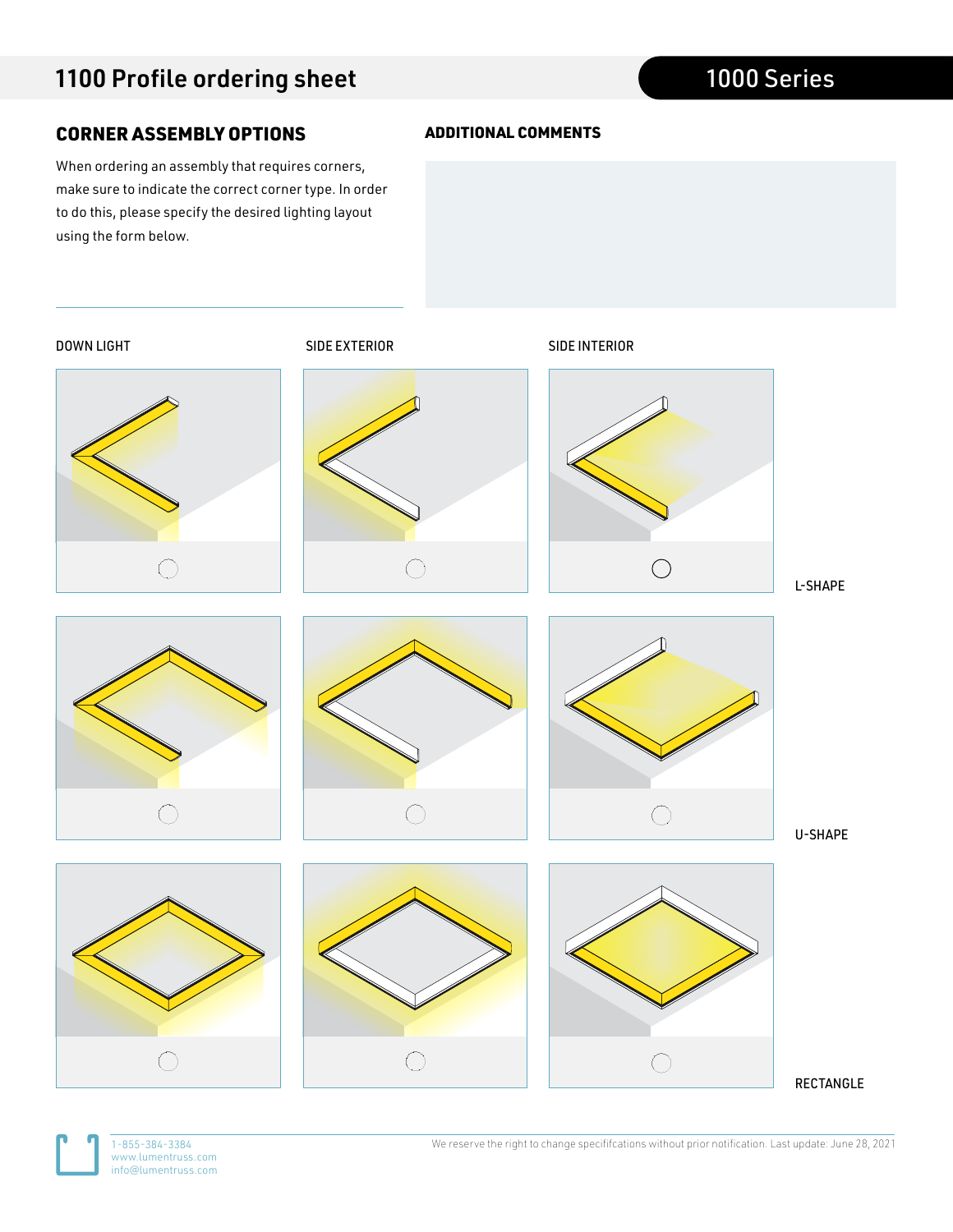# 1100 Profile ordering sheet

1000 Series

## CORNER ASSEMBLY OPTIONS

When ordering an assembly that requires corners, make sure to indicate the correct corner type. In order to do this, please specify the desired lighting layout using the form below.

## ADDITIONAL COMMENTS

| | DOWN LIGHT | SIDE EXTERIOR | SIDE INTERIOR |
|---|---|---|---|
| L-SHAPE | ○ | ○ | ○ |
| U-SHAPE | ○ | ○ | ○ |
| RECTANGLE | ○ | ○ | ○ |

1-855-384-3384
www.lumentruss.com
info@lumentruss.com

We reserve the right to change specififcations without prior notification. Last update: June 28, 2021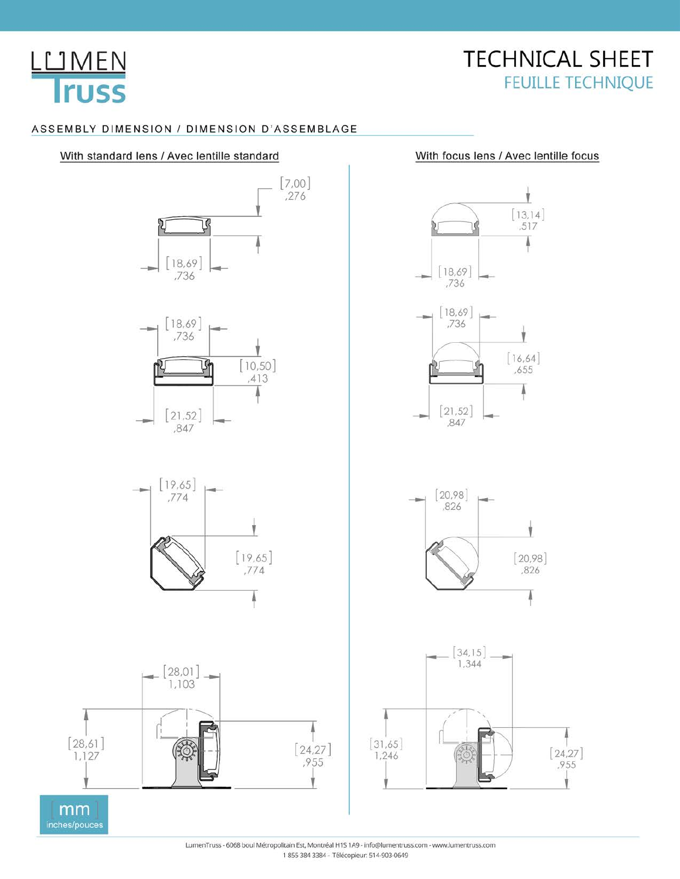# TECHNICAL SHEET

## FEUILLE TECHNIQUE

### ASSEMBLY DIMENSION / DIMENSION D'ASSEMBLAGE

**With standard lens / Avec lentille standard**

[7,00]
,276

[18,69]
,736

[18,69]
,736

[10,50]
,413

[21,52]
,847

[19,65]
,774

[19,65]
,774

[28,01]
1,103

[28,61]
1,127

[24,27]
,955

**With focus lens / Avec lentille focus**

[13,14]
,517

[18,69]
,736

[18,69]
,736

[16,64]
,655

[21,52]
,847

[20,98]
,826

[20,98]
,826

[34,15]
1,344

[31,65]
1,246

[24,27]
,955

[mm]
inches/pouces

LumenTruss - 6068 boul Métropolitain Est, Montréal H1S 1A9 - info@lumentruss.com - www.lumentruss.com
1 855 384 3384 - Télécopieur: 514-903-0649